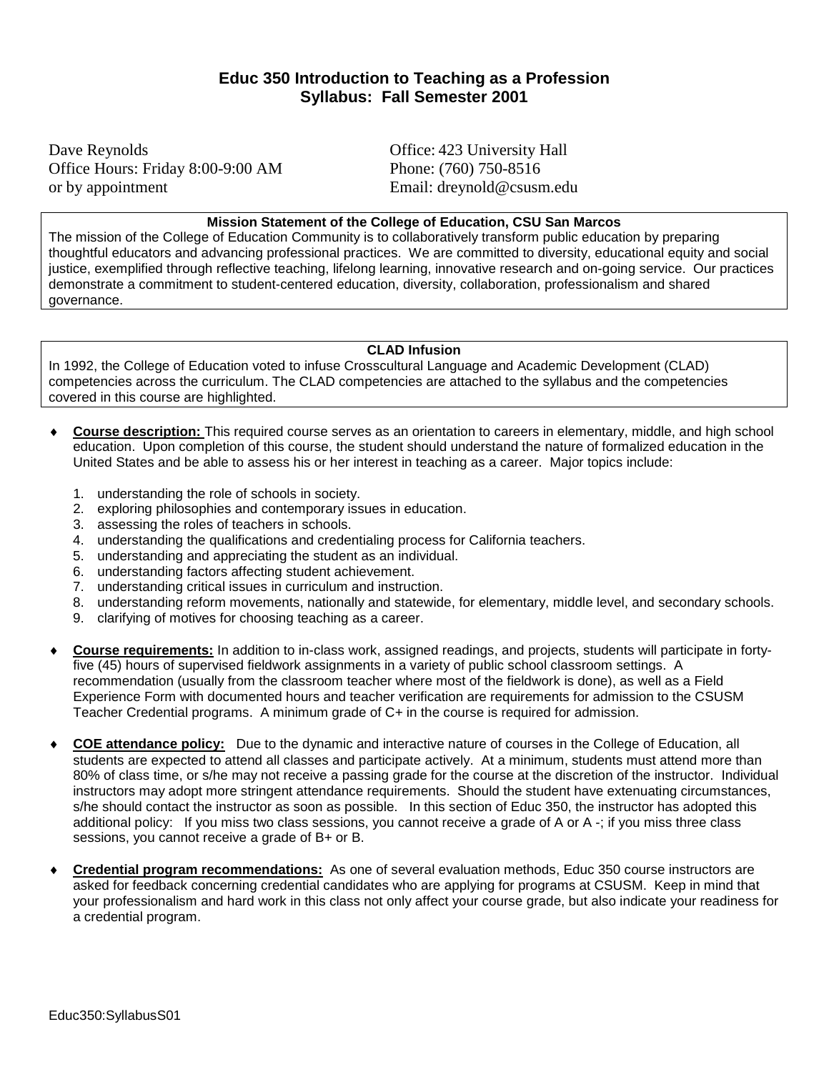# Educ 350 Introduction to Teaching as a Profession
## Syllabus: Fall Semester 2001

Dave Reynolds
Office Hours: Friday 8:00-9:00 AM
or by appointment

Office: 423 University Hall
Phone: (760) 750-8516
Email: dreynold@csusm.edu

**Mission Statement of the College of Education, CSU San Marcos**

The mission of the College of Education Community is to collaboratively transform public education by preparing thoughtful educators and advancing professional practices. We are committed to diversity, educational equity and social justice, exemplified through reflective teaching, lifelong learning, innovative research and on-going service. Our practices demonstrate a commitment to student-centered education, diversity, collaboration, professionalism and shared governance.

**CLAD Infusion**

In 1992, the College of Education voted to infuse Crosscultural Language and Academic Development (CLAD) competencies across the curriculum. The CLAD competencies are attached to the syllabus and the competencies covered in this course are highlighted.

- **Course description:** This required course serves as an orientation to careers in elementary, middle, and high school education. Upon completion of this course, the student should understand the nature of formalized education in the United States and be able to assess his or her interest in teaching as a career. Major topics include:

    1. understanding the role of schools in society.
    2. exploring philosophies and contemporary issues in education.
    3. assessing the roles of teachers in schools.
    4. understanding the qualifications and credentialing process for California teachers.
    5. understanding and appreciating the student as an individual.
    6. understanding factors affecting student achievement.
    7. understanding critical issues in curriculum and instruction.
    8. understanding reform movements, nationally and statewide, for elementary, middle level, and secondary schools.
    9. clarifying of motives for choosing teaching as a career.

- **Course requirements:** In addition to in-class work, assigned readings, and projects, students will participate in forty-five (45) hours of supervised fieldwork assignments in a variety of public school classroom settings. A recommendation (usually from the classroom teacher where most of the fieldwork is done), as well as a Field Experience Form with documented hours and teacher verification are requirements for admission to the CSUSM Teacher Credential programs. A minimum grade of C+ in the course is required for admission.

- **COE attendance policy:** Due to the dynamic and interactive nature of courses in the College of Education, all students are expected to attend all classes and participate actively. At a minimum, students must attend more than 80% of class time, or s/he may not receive a passing grade for the course at the discretion of the instructor. Individual instructors may adopt more stringent attendance requirements. Should the student have extenuating circumstances, s/he should contact the instructor as soon as possible. In this section of Educ 350, the instructor has adopted this additional policy: If you miss two class sessions, you cannot receive a grade of A or A -; if you miss three class sessions, you cannot receive a grade of B+ or B.

- **Credential program recommendations:** As one of several evaluation methods, Educ 350 course instructors are asked for feedback concerning credential candidates who are applying for programs at CSUSM. Keep in mind that your professionalism and hard work in this class not only affect your course grade, but also indicate your readiness for a credential program.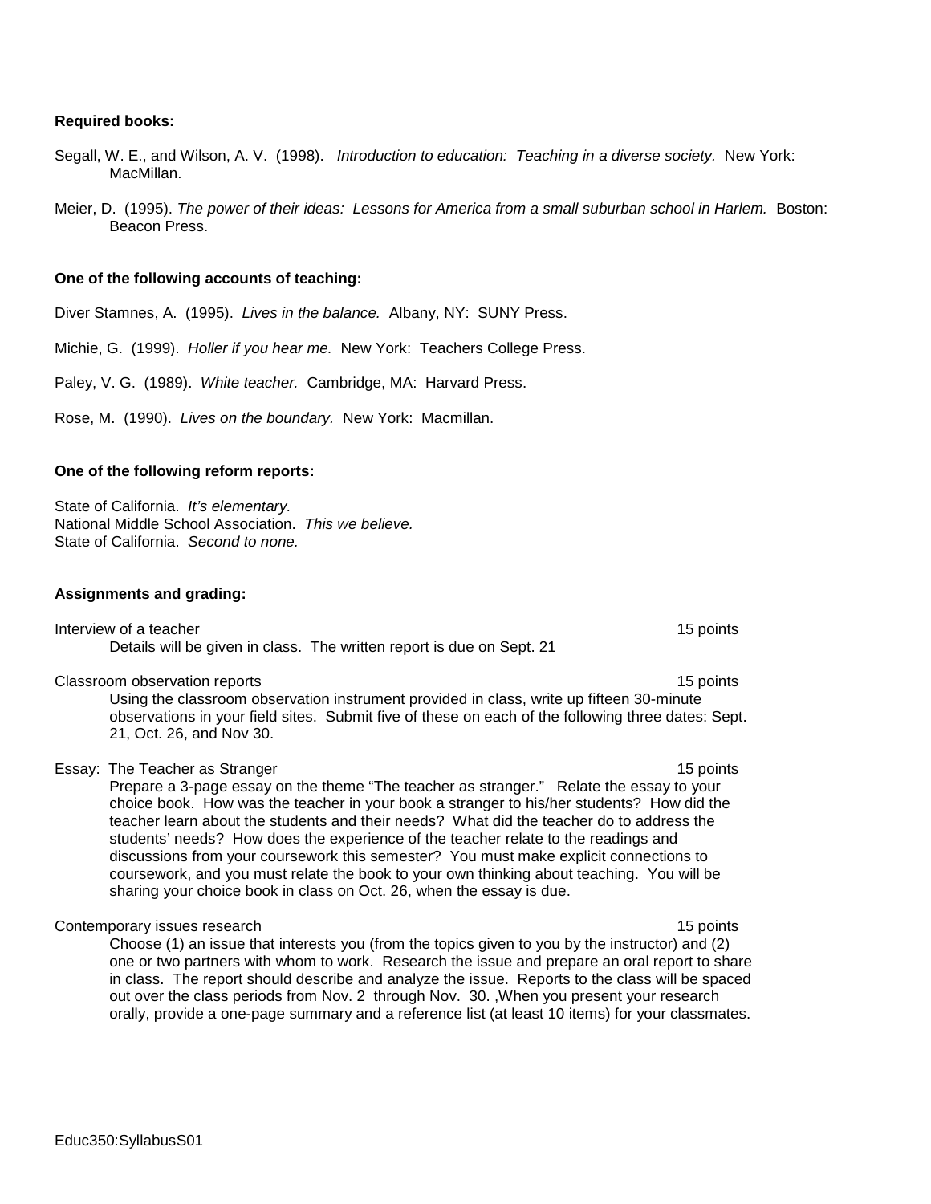**Required books:**

Segall, W. E., and Wilson, A. V. (1998). *Introduction to education: Teaching in a diverse society.* New York: MacMillan.

Meier, D. (1995). *The power of their ideas: Lessons for America from a small suburban school in Harlem.* Boston: Beacon Press.

**One of the following accounts of teaching:**

Diver Stamnes, A. (1995). *Lives in the balance.* Albany, NY: SUNY Press.

Michie, G. (1999). *Holler if you hear me.* New York: Teachers College Press.

Paley, V. G. (1989). *White teacher.* Cambridge, MA: Harvard Press.

Rose, M. (1990). *Lives on the boundary.* New York: Macmillan.

**One of the following reform reports:**

State of California. *It's elementary.*
National Middle School Association. *This we believe.*
State of California. *Second to none.*

**Assignments and grading:**

Interview of a teacher — 15 points

Details will be given in class. The written report is due on Sept. 21

Classroom observation reports — 15 points

Using the classroom observation instrument provided in class, write up fifteen 30-minute observations in your field sites. Submit five of these on each of the following three dates: Sept. 21, Oct. 26, and Nov 30.

Essay: The Teacher as Stranger — 15 points

Prepare a 3-page essay on the theme "The teacher as stranger." Relate the essay to your choice book. How was the teacher in your book a stranger to his/her students? How did the teacher learn about the students and their needs? What did the teacher do to address the students' needs? How does the experience of the teacher relate to the readings and discussions from your coursework this semester? You must make explicit connections to coursework, and you must relate the book to your own thinking about teaching. You will be sharing your choice book in class on Oct. 26, when the essay is due.

Contemporary issues research — 15 points

Choose (1) an issue that interests you (from the topics given to you by the instructor) and (2) one or two partners with whom to work. Research the issue and prepare an oral report to share in class. The report should describe and analyze the issue. Reports to the class will be spaced out over the class periods from Nov. 2 through Nov. 30. ,When you present your research orally, provide a one-page summary and a reference list (at least 10 items) for your classmates.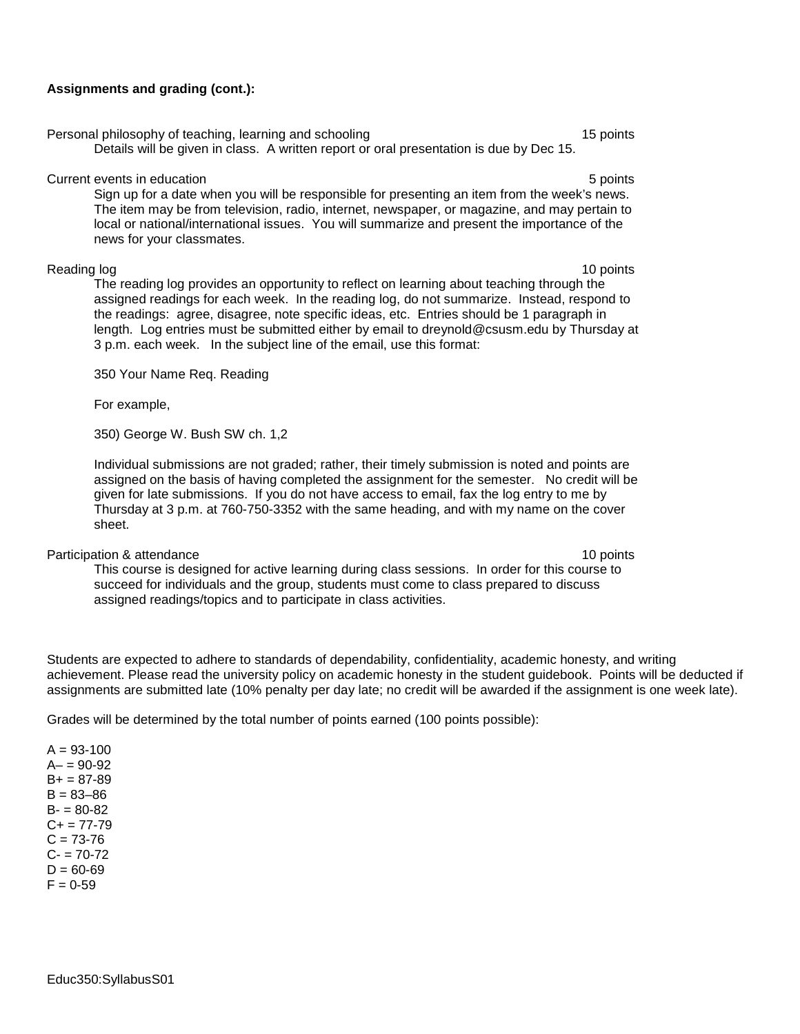**Assignments and grading (cont.):**

Personal philosophy of teaching, learning and schooling 15 points

Details will be given in class. A written report or oral presentation is due by Dec 15.

Current events in education 5 points

Sign up for a date when you will be responsible for presenting an item from the week's news. The item may be from television, radio, internet, newspaper, or magazine, and may pertain to local or national/international issues. You will summarize and present the importance of the news for your classmates.

Reading log 10 points

The reading log provides an opportunity to reflect on learning about teaching through the assigned readings for each week. In the reading log, do not summarize. Instead, respond to the readings: agree, disagree, note specific ideas, etc. Entries should be 1 paragraph in length. Log entries must be submitted either by email to dreynold@csusm.edu by Thursday at 3 p.m. each week. In the subject line of the email, use this format:

350 Your Name Req. Reading

For example,

350) George W. Bush SW ch. 1,2

Individual submissions are not graded; rather, their timely submission is noted and points are assigned on the basis of having completed the assignment for the semester. No credit will be given for late submissions. If you do not have access to email, fax the log entry to me by Thursday at 3 p.m. at 760-750-3352 with the same heading, and with my name on the cover sheet.

Participation & attendance 10 points

This course is designed for active learning during class sessions. In order for this course to succeed for individuals and the group, students must come to class prepared to discuss assigned readings/topics and to participate in class activities.

Students are expected to adhere to standards of dependability, confidentiality, academic honesty, and writing achievement. Please read the university policy on academic honesty in the student guidebook. Points will be deducted if assignments are submitted late (10% penalty per day late; no credit will be awarded if the assignment is one week late).

Grades will be determined by the total number of points earned (100 points possible):

A = 93-100
A– = 90-92
B+ = 87-89
B = 83–86
B- = 80-82
C+ = 77-79
C = 73-76
C- = 70-72
D = 60-69
F = 0-59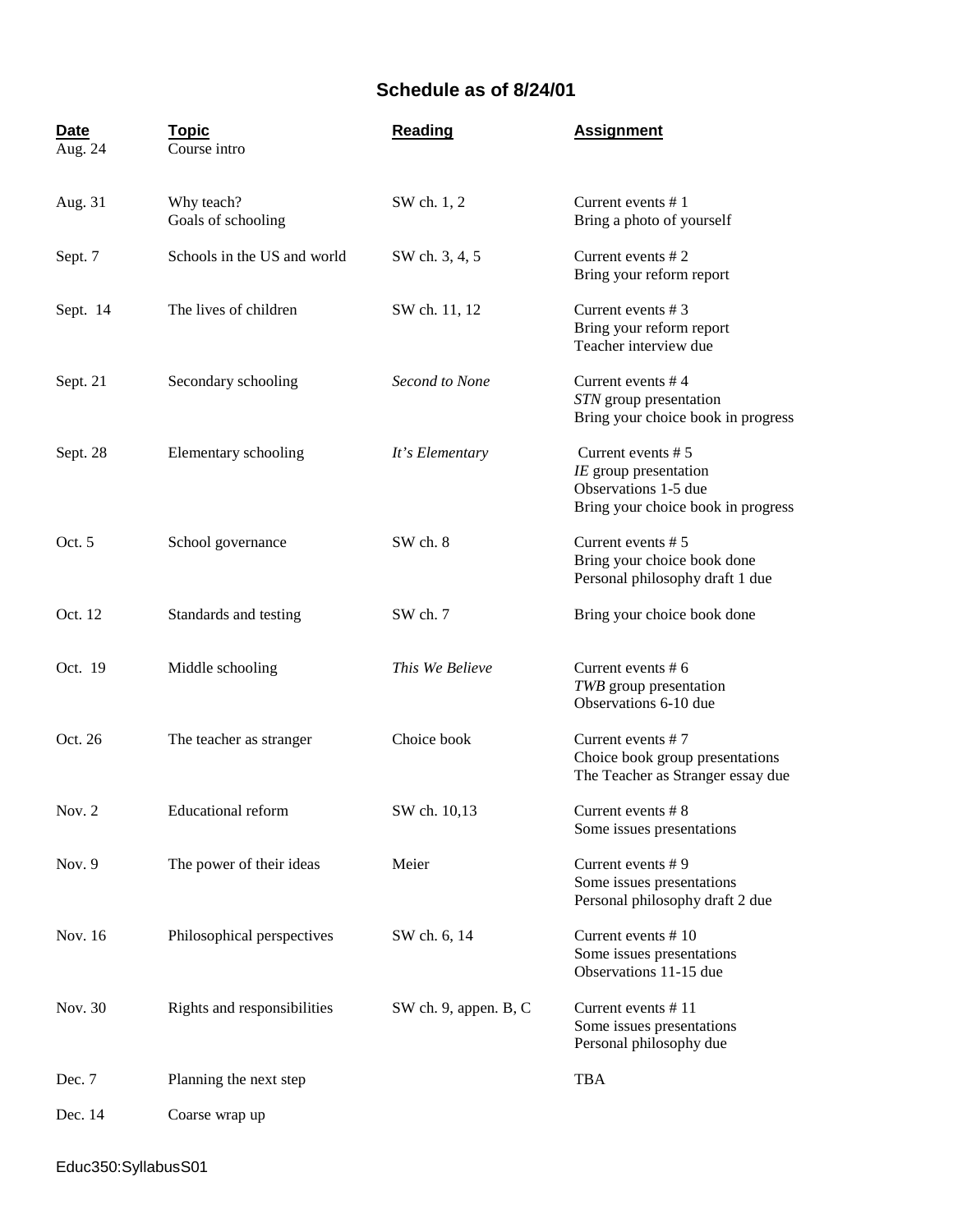## Schedule as of 8/24/01

| Date | Topic | Reading | Assignment |
|---|---|---|---|
| Aug. 24 | Course intro | | |
| Aug. 31 | Why teach?<br>Goals of schooling | SW ch. 1, 2 | Current events # 1<br>Bring a photo of yourself |
| Sept. 7 | Schools in the US and world | SW ch. 3, 4, 5 | Current events # 2<br>Bring your reform report |
| Sept. 14 | The lives of children | SW ch. 11, 12 | Current events # 3<br>Bring your reform report<br>Teacher interview due |
| Sept. 21 | Secondary schooling | *Second to None* | Current events # 4<br>*STN* group presentation<br>Bring your choice book in progress |
| Sept. 28 | Elementary schooling | *It's Elementary* | Current events # 5<br>*IE* group presentation<br>Observations 1-5 due<br>Bring your choice book in progress |
| Oct. 5 | School governance | SW ch. 8 | Current events # 5<br>Bring your choice book done<br>Personal philosophy draft 1 due |
| Oct. 12 | Standards and testing | SW ch. 7 | Bring your choice book done |
| Oct. 19 | Middle schooling | *This We Believe* | Current events # 6<br>*TWB* group presentation<br>Observations 6-10 due |
| Oct. 26 | The teacher as stranger | Choice book | Current events # 7<br>Choice book group presentations<br>The Teacher as Stranger essay due |
| Nov. 2 | Educational reform | SW ch. 10,13 | Current events # 8<br>Some issues presentations |
| Nov. 9 | The power of their ideas | Meier | Current events # 9<br>Some issues presentations<br>Personal philosophy draft 2 due |
| Nov. 16 | Philosophical perspectives | SW ch. 6, 14 | Current events # 10<br>Some issues presentations<br>Observations 11-15 due |
| Nov. 30 | Rights and responsibilities | SW ch. 9, appen. B, C | Current events # 11<br>Some issues presentations<br>Personal philosophy due |
| Dec. 7 | Planning the next step | | TBA |
| Dec. 14 | Coarse wrap up | | |

Educ350:SyllabusS01